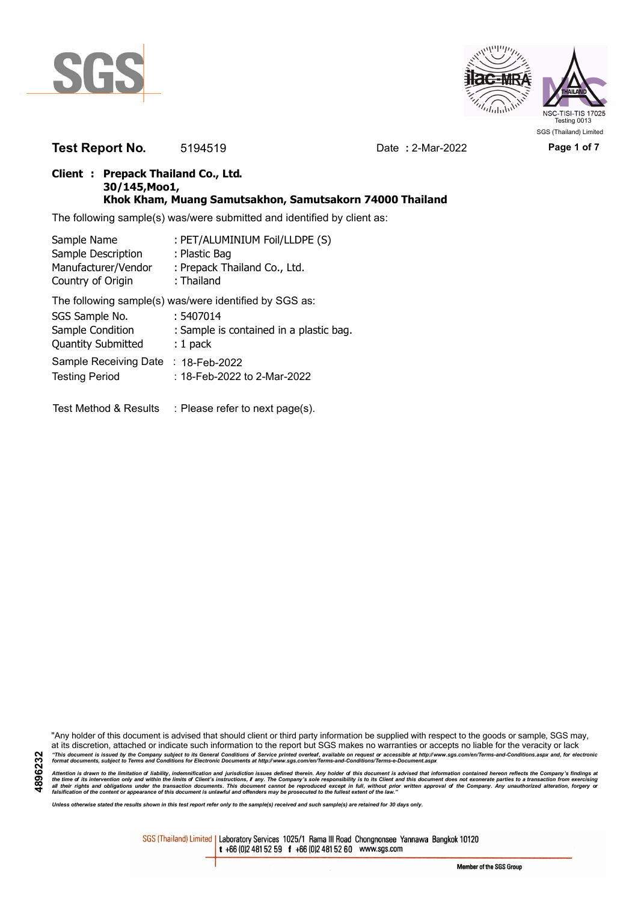SGS (Thailand) Limited

**Test Report No.** 5194519 Date **:** 2-Mar-2022

**Client : Prepack Thailand Co., Ltd.**
**30/145,Moo1,**
**Khok Kham, Muang Samutsakhon, Samutsakorn 74000 Thailand**

The following sample(s) was/were submitted and identified by client as:

| | |
|---|---|
| Sample Name | : PET/ALUMINIUM Foil/LLDPE (S) |
| Sample Description | : Plastic Bag |
| Manufacturer/Vendor | : Prepack Thailand Co., Ltd. |
| Country of Origin | : Thailand |

The following sample(s) was/were identified by SGS as:

| | |
|---|---|
| SGS Sample No. | : 5407014 |
| Sample Condition | : Sample is contained in a plastic bag. |
| Quantity Submitted | : 1 pack |
| Sample Receiving Date | : 18-Feb-2022 |
| Testing Period | : 18-Feb-2022 to 2-Mar-2022 |

Test Method & Results : Please refer to next page(s).

"Any holder of this document is advised that should client or third party information be supplied with respect to the goods or sample, SGS may, at its discretion, attached or indicate such information to the report but SGS makes no warranties or accepts no liable for the veracity or lack

*"This document is issued by the Company subject to its General Conditions of Service printed overleaf, available on request or accessible at http://www.sgs.com/en/Terms-and-Conditions.aspx and, for electronic format documents, subject to Terms and Conditions for Electronic Documents at http://www.sgs.com/en/Terms-and-Conditions/Terms-e-Document.aspx*

*Attention is drawn to the limitation of liability, indemnification and jurisdiction issues defined therein. Any holder of this document is advised that information contained hereon reflects the Company's findings at the time of its intervention only and within the limits of Client's instructions, if any. The Company's sole responsibility is to its Client and this document does not exonerate parties to a transaction from exercising all their rights and obligations under the transaction documents. This document cannot be reproduced except in full, without prior written approval of the Company. Any unauthorized alteration, forgery or falsification of the content or appearance of this document is unlawful and offenders may be prosecuted to the fullest extent of the law."*

*Unless otherwise stated the results shown in this test report refer only to the sample(s) received and such sample(s) are retained for 30 days only.*

4896232

SGS (Thailand) Limited | Laboratory Services 1025/1 Rama III Road Chongnonsee Yannawa Bangkok 10120
t +66 (0)2 481 52 59 f +66 (0)2 481 52 60 www.sgs.com

Member of the SGS Group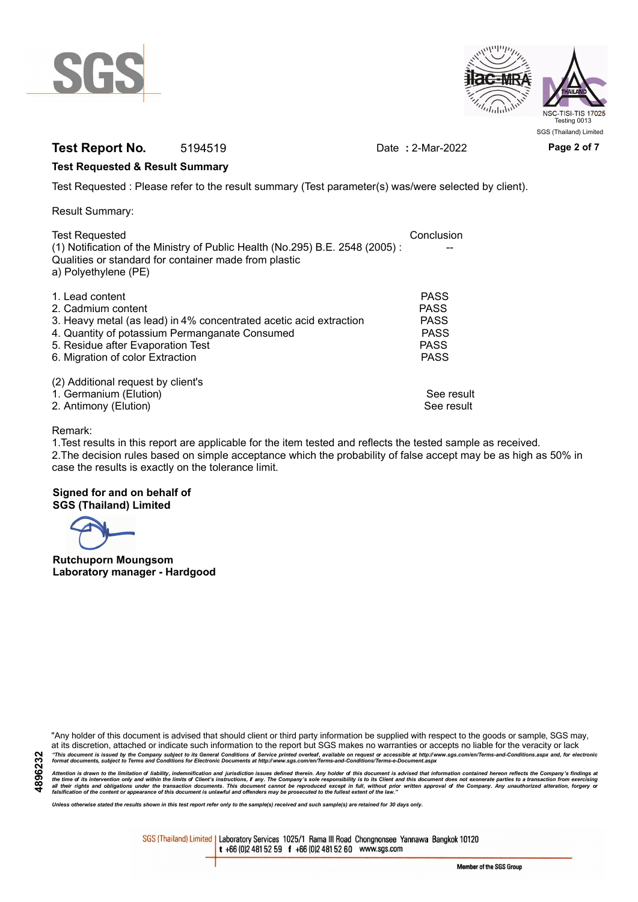**Test Report No.** 5194519 Date : 2-Mar-2022

**Test Requested & Result Summary**

Test Requested : Please refer to the result summary (Test parameter(s) was/were selected by client).

Result Summary:

| Test Requested | Conclusion |
|---|---|
| (1) Notification of the Ministry of Public Health (No.295) B.E. 2548 (2005) : Qualities or standard for container made from plastic<br>a) Polyethylene (PE) | -- |
| 1. Lead content | PASS |
| 2. Cadmium content | PASS |
| 3. Heavy metal (as lead) in 4% concentrated acetic acid extraction | PASS |
| 4. Quantity of potassium Permanganate Consumed | PASS |
| 5. Residue after Evaporation Test | PASS |
| 6. Migration of color Extraction | PASS |
| (2) Additional request by client's | |
| 1. Germanium (Elution) | See result |
| 2. Antimony (Elution) | See result |

Remark:

1.Test results in this report are applicable for the item tested and reflects the tested sample as received.

2.The decision rules based on simple acceptance which the probability of false accept may be as high as 50% in case the results is exactly on the tolerance limit.

**Signed for and on behalf of**
**SGS (Thailand) Limited**

**Rutchuporn Moungsom**
**Laboratory manager - Hardgood**

"Any holder of this document is advised that should client or third party information be supplied with respect to the goods or sample, SGS may, at its discretion, attached or indicate such information to the report but SGS makes no warranties or accepts no liable for the veracity or lack

*"This document is issued by the Company subject to its General Conditions of Service printed overleaf, available on request or accessible at http://www.sgs.com/en/Terms-and-Conditions.aspx and, for electronic format documents, subject to Terms and Conditions for Electronic Documents at http://www.sgs.com/en/Terms-and-Conditions/Terms-e-Document.aspx*

*Attention is drawn to the limitation of liability, indemnification and jurisdiction issues defined therein. Any holder of this document is advised that information contained hereon reflects the Company's findings at the time of its intervention only and within the limits of Client's instructions, if any. The Company's sole responsibility is to its Client and this document does not exonerate parties to a transaction from exercising all their rights and obligations under the transaction documents. This document cannot be reproduced except in full, without prior written approval of the Company. Any unauthorized alteration, forgery or falsification of the content or appearance of this document is unlawful and offenders may be prosecuted to the fullest extent of the law."*

*Unless otherwise stated the results shown in this test report refer only to the sample(s) received and such sample(s) are retained for 30 days only.*

4896232

SGS (Thailand) Limited | Laboratory Services 1025/1 Rama III Road Chongnonsee Yannawa Bangkok 10120
t +66 (0)2 481 52 59 f +66 (0)2 481 52 60 www.sgs.com

Member of the SGS Group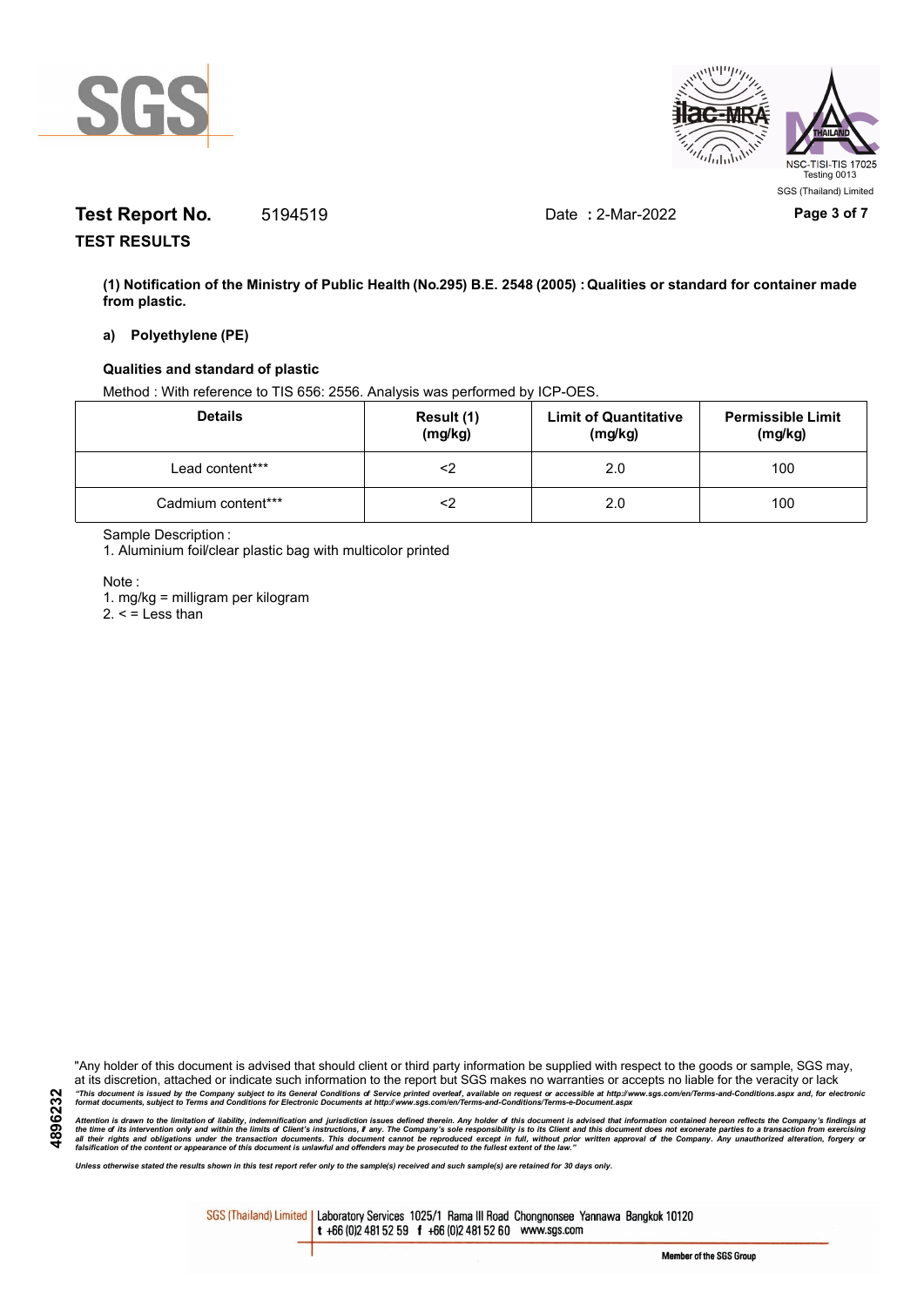**Test Report No.** 5194519 Date : 2-Mar-2022

## TEST RESULTS

**(1) Notification of the Ministry of Public Health (No.295) B.E. 2548 (2005) : Qualities or standard for container made from plastic.**

**a) Polyethylene (PE)**

**Qualities and standard of plastic**

Method : With reference to TIS 656: 2556. Analysis was performed by ICP-OES.

| Details | Result (1) (mg/kg) | Limit of Quantitative (mg/kg) | Permissible Limit (mg/kg) |
|---|---|---|---|
| Lead content*** | <2 | 2.0 | 100 |
| Cadmium content*** | <2 | 2.0 | 100 |

Sample Description :

1. Aluminium foil/clear plastic bag with multicolor printed

Note :

1. mg/kg = milligram per kilogram
2. < = Less than

"Any holder of this document is advised that should client or third party information be supplied with respect to the goods or sample, SGS may, at its discretion, attached or indicate such information to the report but SGS makes no warranties or accepts no liable for the veracity or lack

*"This document is issued by the Company subject to its General Conditions of Service printed overleaf, available on request or accessible at http://www.sgs.com/en/Terms-and-Conditions.aspx and, for electronic format documents, subject to Terms and Conditions for Electronic Documents at http://www.sgs.com/en/Terms-and-Conditions/Terms-e-Document.aspx*

*Attention is drawn to the limitation of liability, indemnification and jurisdiction issues defined therein. Any holder of this document is advised that information contained hereon reflects the Company's findings at the time of its intervention only and within the limits of Client's instructions, if any. The Company's sole responsibility is to its Client and this document does not exonerate parties to a transaction from exercising all their rights and obligations under the transaction documents. This document cannot be reproduced except in full, without prior written approval of the Company. Any unauthorized alteration, forgery or falsification of the content or appearance of this document is unlawful and offenders may be prosecuted to the fullest extent of the law."*

*Unless otherwise stated the results shown in this test report refer only to the sample(s) received and such sample(s) are retained for 30 days only.*

4896232

SGS (Thailand) Limited | Laboratory Services 1025/1 Rama III Road Chongnonsee Yannawa Bangkok 10120 t +66 (0)2 481 52 59 f +66 (0)2 481 52 60 www.sgs.com

Member of the SGS Group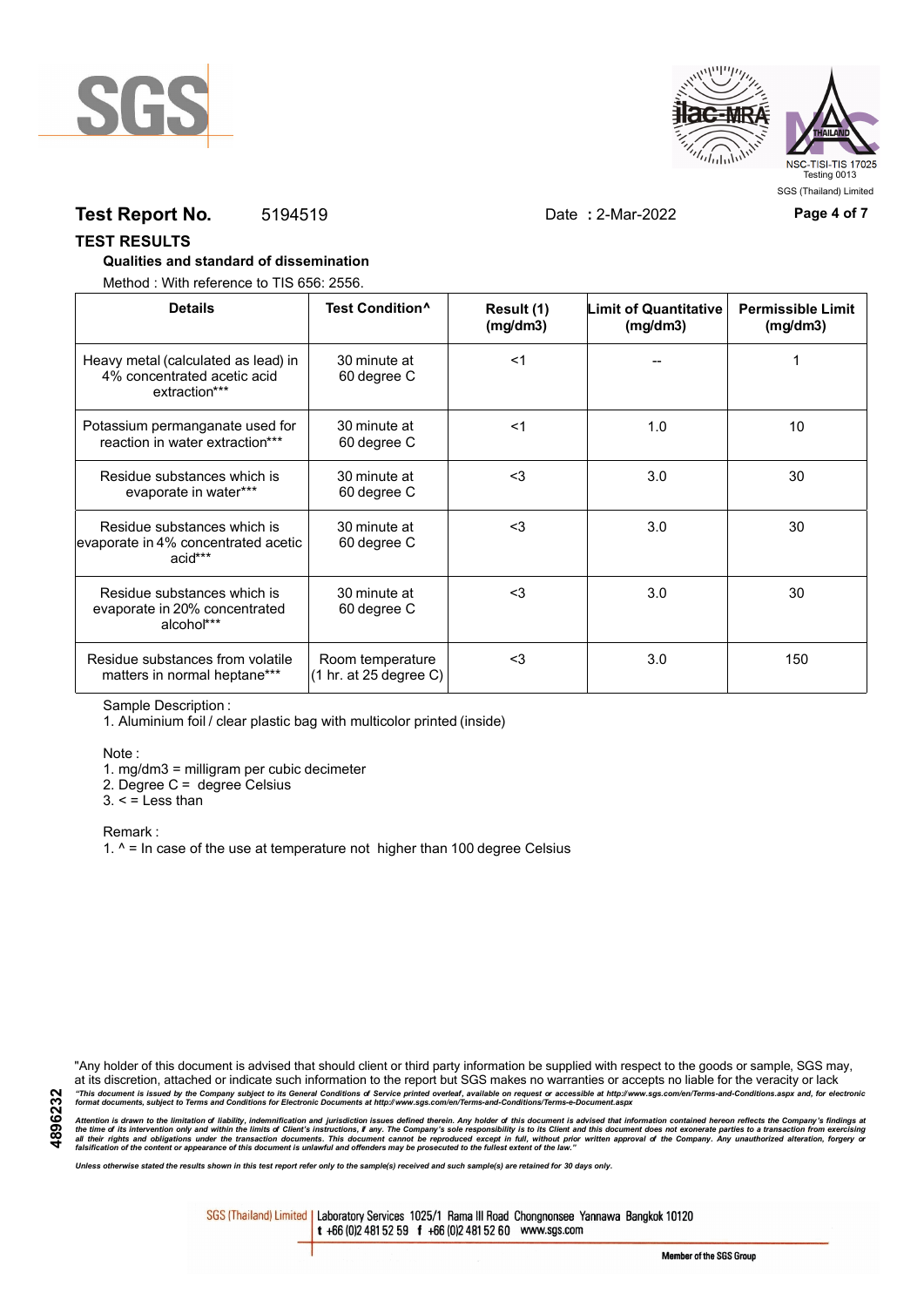**Test Report No.** 5194519 Date **:** 2-Mar-2022

## TEST RESULTS

**Qualities and standard of dissemination**

Method : With reference to TIS 656: 2556.

| Details | Test Condition^ | Result (1) (mg/dm3) | Limit of Quantitative (mg/dm3) | Permissible Limit (mg/dm3) |
|---|---|---|---|---|
| Heavy metal (calculated as lead) in 4% concentrated acetic acid extraction*** | 30 minute at 60 degree C | <1 | -- | 1 |
| Potassium permanganate used for reaction in water extraction*** | 30 minute at 60 degree C | <1 | 1.0 | 10 |
| Residue substances which is evaporate in water*** | 30 minute at 60 degree C | <3 | 3.0 | 30 |
| Residue substances which is evaporate in 4% concentrated acetic acid*** | 30 minute at 60 degree C | <3 | 3.0 | 30 |
| Residue substances which is evaporate in 20% concentrated alcohol*** | 30 minute at 60 degree C | <3 | 3.0 | 30 |
| Residue substances from volatile matters in normal heptane*** | Room temperature (1 hr. at 25 degree C) | <3 | 3.0 | 150 |

Sample Description :

1. Aluminium foil / clear plastic bag with multicolor printed (inside)

Note :

1. mg/dm3 = milligram per cubic decimeter
2. Degree C = degree Celsius
3. < = Less than

Remark :

1. ^ = In case of the use at temperature not higher than 100 degree Celsius

"Any holder of this document is advised that should client or third party information be supplied with respect to the goods or sample, SGS may, at its discretion, attached or indicate such information to the report but SGS makes no warranties or accepts no liable for the veracity or lack

*"This document is issued by the Company subject to its General Conditions of Service printed overleaf, available on request or accessible at http://www.sgs.com/en/Terms-and-Conditions.aspx and, for electronic format documents, subject to Terms and Conditions for Electronic Documents at http://www.sgs.com/en/Terms-and-Conditions/Terms-e-Document.aspx*

*Attention is drawn to the limitation of liability, indemnification and jurisdiction issues defined therein. Any holder of this document is advised that information contained hereon reflects the Company's findings at the time of its intervention only and within the limits of Client's instructions, if any. The Company's sole responsibility is to its Client and this document does not exonerate parties to a transaction from exercising all their rights and obligations under the transaction documents. This document cannot be reproduced except in full, without prior written approval of the Company. Any unauthorized alteration, forgery or falsification of the content or appearance of this document is unlawful and offenders may be prosecuted to the fullest extent of the law."*

*Unless otherwise stated the results shown in this test report refer only to the sample(s) received and such sample(s) are retained for 30 days only.*

4896232

SGS (Thailand) Limited | Laboratory Services 1025/1 Rama III Road Chongnonsee Yannawa Bangkok 10120 t +66 (0)2 481 52 59 f +66 (0)2 481 52 60 www.sgs.com

Member of the SGS Group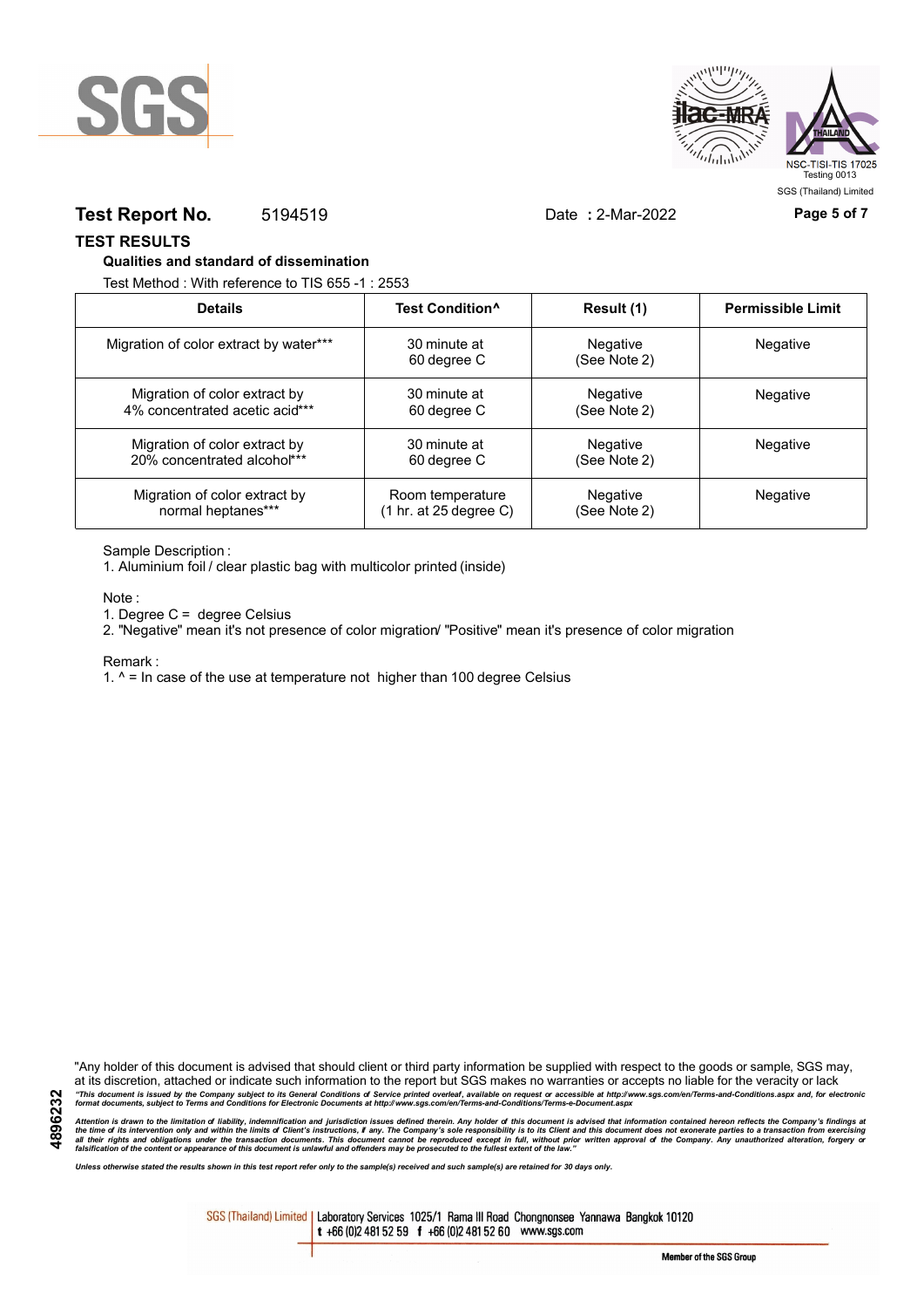**Test Report No.** 5194519 Date **:** 2-Mar-2022

## TEST RESULTS

### Qualities and standard of dissemination

Test Method : With reference to TIS 655 -1 : 2553

| Details | Test Condition^ | Result (1) | Permissible Limit |
|---|---|---|---|
| Migration of color extract by water*** | 30 minute at 60 degree C | Negative (See Note 2) | Negative |
| Migration of color extract by 4% concentrated acetic acid*** | 30 minute at 60 degree C | Negative (See Note 2) | Negative |
| Migration of color extract by 20% concentrated alcohol*** | 30 minute at 60 degree C | Negative (See Note 2) | Negative |
| Migration of color extract by normal heptanes*** | Room temperature (1 hr. at 25 degree C) | Negative (See Note 2) | Negative |

Sample Description :

1. Aluminium foil / clear plastic bag with multicolor printed (inside)

Note :

1. Degree C = degree Celsius
2. "Negative" mean it's not presence of color migration/ "Positive" mean it's presence of color migration

Remark :

1. ^ = In case of the use at temperature not higher than 100 degree Celsius

"Any holder of this document is advised that should client or third party information be supplied with respect to the goods or sample, SGS may, at its discretion, attached or indicate such information to the report but SGS makes no warranties or accepts no liable for the veracity or lack

*"This document is issued by the Company subject to its General Conditions of Service printed overleaf, available on request or accessible at http://www.sgs.com/en/Terms-and-Conditions.aspx and, for electronic format documents, subject to Terms and Conditions for Electronic Documents at http://www.sgs.com/en/Terms-and-Conditions/Terms-e-Document.aspx*

*Attention is drawn to the limitation of liability, indemnification and jurisdiction issues defined therein. Any holder of this document is advised that information contained hereon reflects the Company's findings at the time of its intervention only and within the limits of Client's instructions, if any. The Company's sole responsibility is to its Client and this document does not exonerate parties to a transaction from exercising all their rights and obligations under the transaction documents. This document cannot be reproduced except in full, without prior written approval of the Company. Any unauthorized alteration, forgery or falsification of the content or appearance of this document is unlawful and offenders may be prosecuted to the fullest extent of the law."*

*Unless otherwise stated the results shown in this test report refer only to the sample(s) received and such sample(s) are retained for 30 days only.*

4896232

SGS (Thailand) Limited | Laboratory Services 1025/1 Rama III Road Chongnonsee Yannawa Bangkok 10120 t +66 (0)2 481 52 59 f +66 (0)2 481 52 60 www.sgs.com

Member of the SGS Group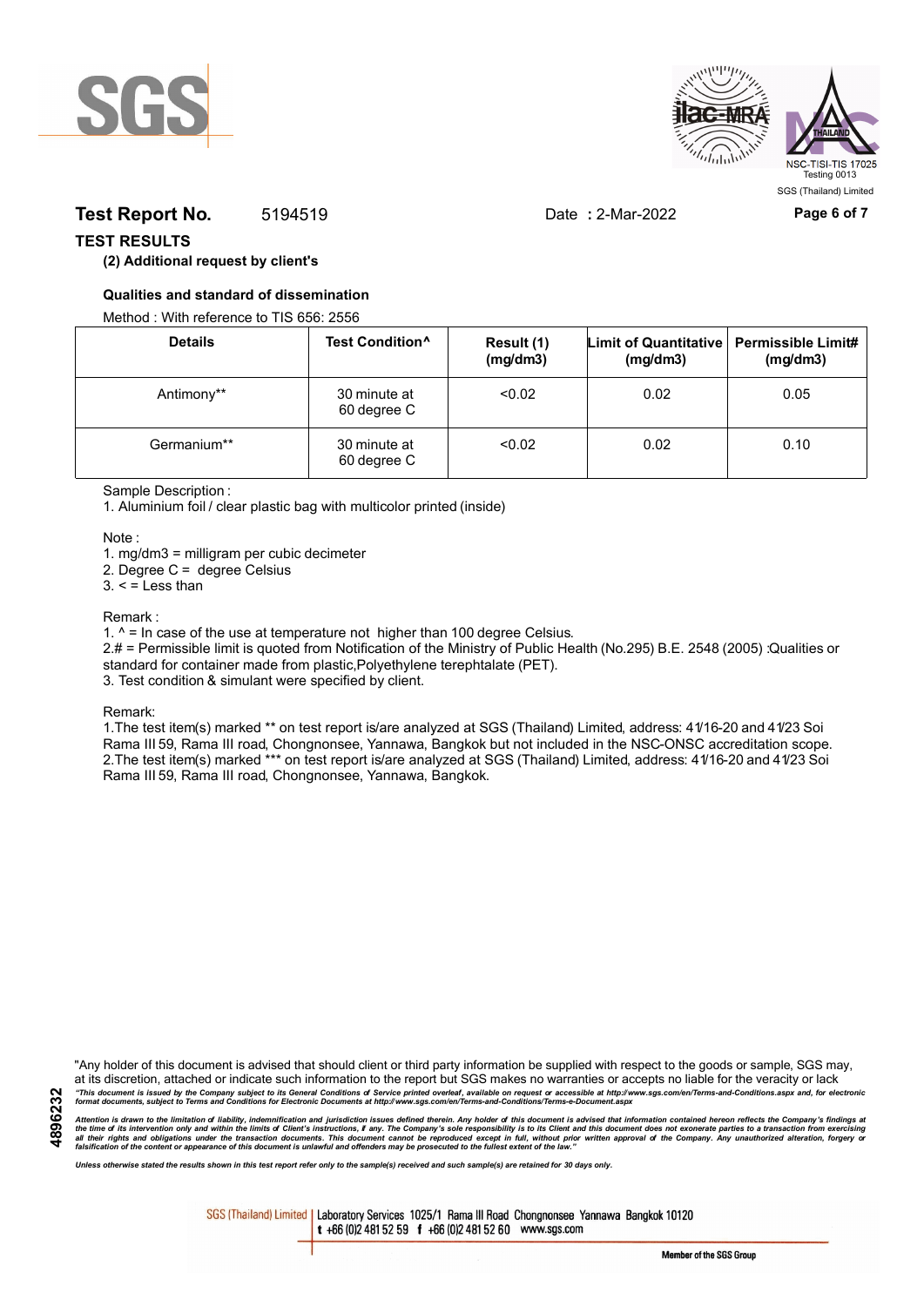**Test Report No.** 5194519 Date : 2-Mar-2022

## TEST RESULTS

**(2) Additional request by client's**

**Qualities and standard of dissemination**

Method : With reference to TIS 656: 2556

| Details | Test Condition^ | Result (1) (mg/dm3) | Limit of Quantitative (mg/dm3) | Permissible Limit# (mg/dm3) |
|---|---|---|---|---|
| Antimony** | 30 minute at 60 degree C | <0.02 | 0.02 | 0.05 |
| Germanium** | 30 minute at 60 degree C | <0.02 | 0.02 | 0.10 |

Sample Description :

1. Aluminium foil / clear plastic bag with multicolor printed (inside)

Note :

1. mg/dm3 = milligram per cubic decimeter
2. Degree C = degree Celsius
3. < = Less than

Remark :

1. ^ = In case of the use at temperature not higher than 100 degree Celsius.
2. # = Permissible limit is quoted from Notification of the Ministry of Public Health (No.295) B.E. 2548 (2005) :Qualities or standard for container made from plastic,Polyethylene terephtalate (PET).
3. Test condition & simulant were specified by client.

Remark:

1. The test item(s) marked ** on test report is/are analyzed at SGS (Thailand) Limited, address: 41/16-20 and 41/23 Soi Rama III 59, Rama III road, Chongnonsee, Yannawa, Bangkok but not included in the NSC-ONSC accreditation scope.
2. The test item(s) marked *** on test report is/are analyzed at SGS (Thailand) Limited, address: 41/16-20 and 41/23 Soi Rama III 59, Rama III road, Chongnonsee, Yannawa, Bangkok.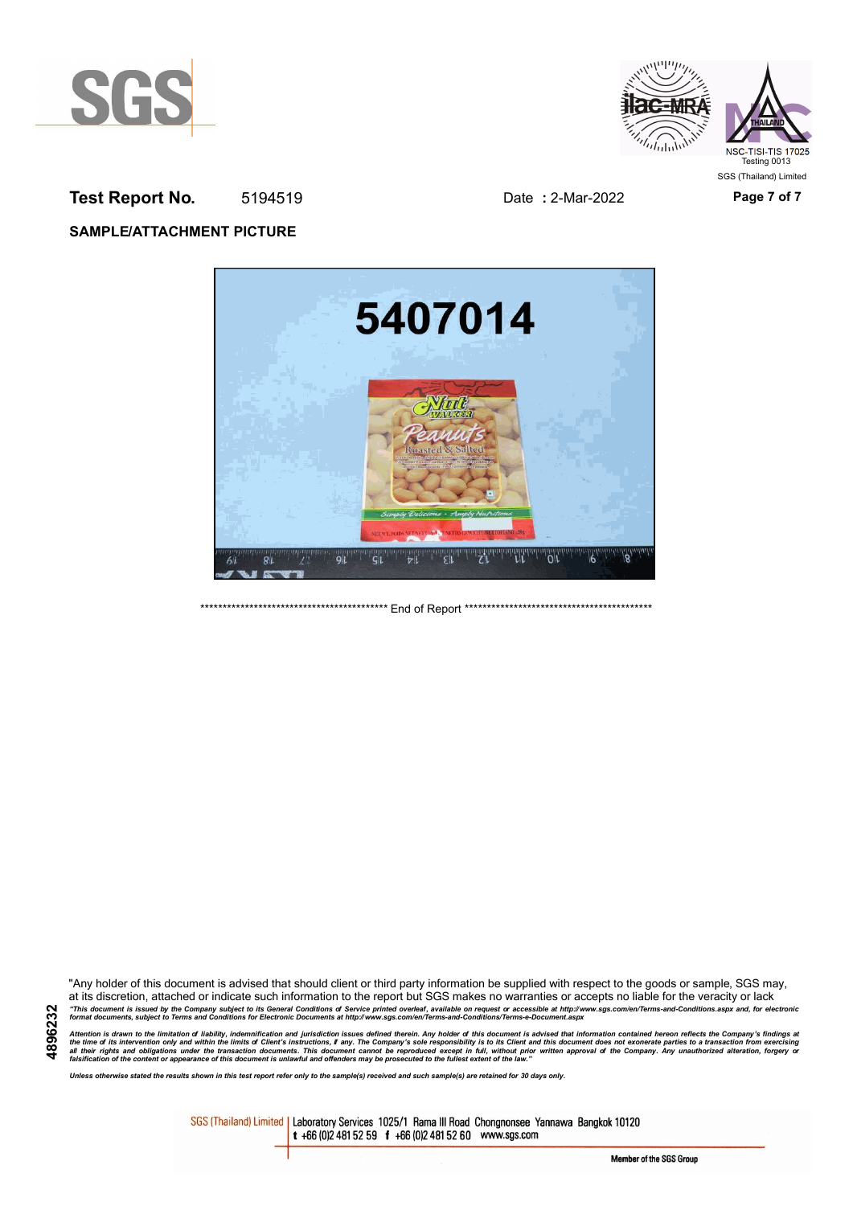**Test Report No.** 5194519 Date : 2-Mar-2022

**SAMPLE/ATTACHMENT PICTURE**

******************************************** End of Report ********************************************

"Any holder of this document is advised that should client or third party information be supplied with respect to the goods or sample, SGS may, at its discretion, attached or indicate such information to the report but SGS makes no warranties or accepts no liable for the veracity or lack

*"This document is issued by the Company subject to its General Conditions of Service printed overleaf, available on request or accessible at http://www.sgs.com/en/Terms-and-Conditions.aspx and, for electronic format documents, subject to Terms and Conditions for Electronic Documents at http://www.sgs.com/en/Terms-and-Conditions/Terms-e-Document.aspx*

*Attention is drawn to the limitation of liability, indemnification and jurisdiction issues defined therein. Any holder of this document is advised that information contained hereon reflects the Company's findings at the time of its intervention only and within the limits of Client's instructions, if any. The Company's sole responsibility is to its Client and this document does not exonerate parties to a transaction from exercising all their rights and obligations under the transaction documents. This document cannot be reproduced except in full, without prior written approval of the Company. Any unauthorized alteration, forgery or falsification of the content or appearance of this document is unlawful and offenders may be prosecuted to the fullest extent of the law."*

*Unless otherwise stated the results shown in this test report refer only to the sample(s) received and such sample(s) are retained for 30 days only.*

4896232

SGS (Thailand) Limited | Laboratory Services 1025/1 Rama III Road Chongnonsee Yannawa Bangkok 10120
t +66 (0)2 481 52 59 f +66 (0)2 481 52 60 www.sgs.com

Member of the SGS Group